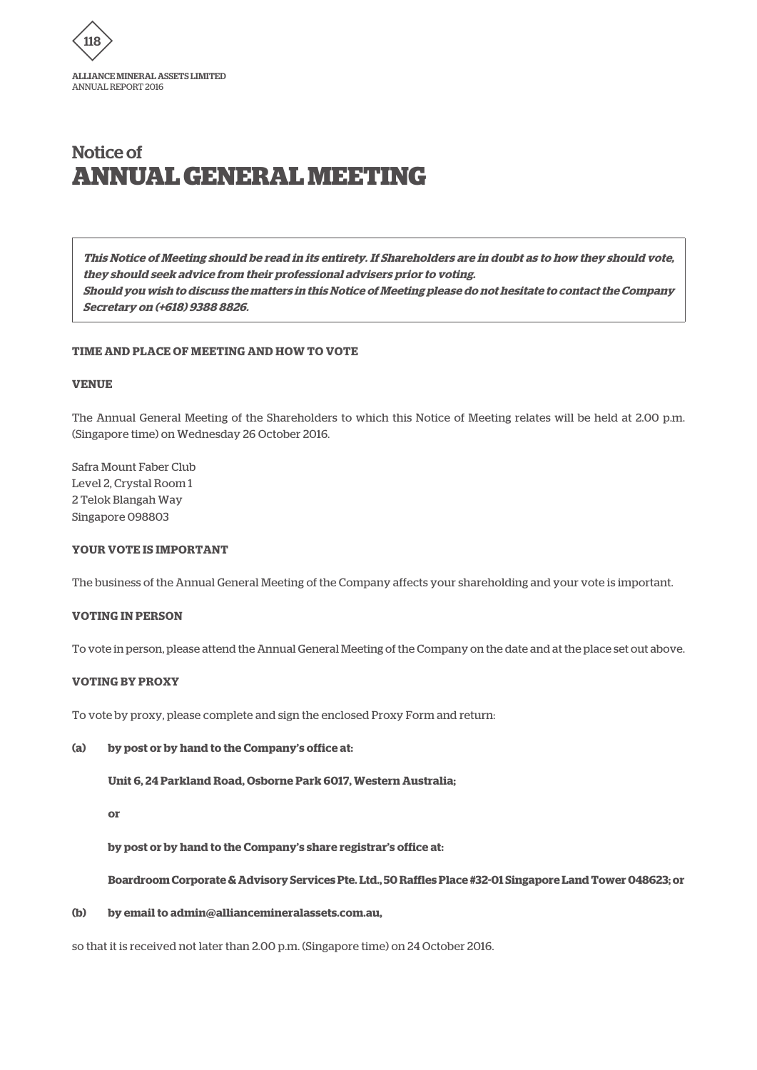# Notice of ANNUAL GENERAL MEETING

> ***This Notice of Meeting should be read in its entirety. If Shareholders are in doubt as to how they should vote, they should seek advice from their professional advisers prior to voting.***
> ***Should you wish to discuss the matters in this Notice of Meeting please do not hesitate to contact the Company Secretary on (+618) 9388 8826.***

**TIME AND PLACE OF MEETING AND HOW TO VOTE**

**VENUE**

The Annual General Meeting of the Shareholders to which this Notice of Meeting relates will be held at 2.00 p.m. (Singapore time) on Wednesday 26 October 2016.

Safra Mount Faber Club
Level 2, Crystal Room 1
2 Telok Blangah Way
Singapore 098803

**YOUR VOTE IS IMPORTANT**

The business of the Annual General Meeting of the Company affects your shareholding and your vote is important.

**VOTING IN PERSON**

To vote in person, please attend the Annual General Meeting of the Company on the date and at the place set out above.

**VOTING BY PROXY**

To vote by proxy, please complete and sign the enclosed Proxy Form and return:

**(a) by post or by hand to the Company's office at:**

**Unit 6, 24 Parkland Road, Osborne Park 6017, Western Australia;**

**or**

**by post or by hand to the Company's share registrar's office at:**

**Boardroom Corporate & Advisory Services Pte. Ltd., 50 Raffles Place #32-01 Singapore Land Tower 048623; or**

**(b) by email to admin@alliancemineralassets.com.au,**

so that it is received not later than 2.00 p.m. (Singapore time) on 24 October 2016.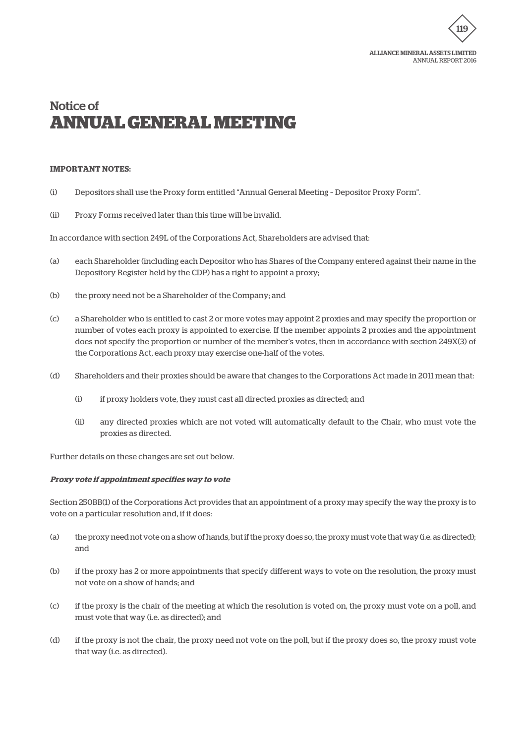# Notice of ANNUAL GENERAL MEETING

**IMPORTANT NOTES:**

(i) Depositors shall use the Proxy form entitled "Annual General Meeting – Depositor Proxy Form".

(ii) Proxy Forms received later than this time will be invalid.

In accordance with section 249L of the Corporations Act, Shareholders are advised that:

(a) each Shareholder (including each Depositor who has Shares of the Company entered against their name in the Depository Register held by the CDP) has a right to appoint a proxy;

(b) the proxy need not be a Shareholder of the Company; and

(c) a Shareholder who is entitled to cast 2 or more votes may appoint 2 proxies and may specify the proportion or number of votes each proxy is appointed to exercise. If the member appoints 2 proxies and the appointment does not specify the proportion or number of the member's votes, then in accordance with section 249X(3) of the Corporations Act, each proxy may exercise one-half of the votes.

(d) Shareholders and their proxies should be aware that changes to the Corporations Act made in 2011 mean that:

  (i) if proxy holders vote, they must cast all directed proxies as directed; and

  (ii) any directed proxies which are not voted will automatically default to the Chair, who must vote the proxies as directed.

Further details on these changes are set out below.

***Proxy vote if appointment specifies way to vote***

Section 250BB(1) of the Corporations Act provides that an appointment of a proxy may specify the way the proxy is to vote on a particular resolution and, if it does:

(a) the proxy need not vote on a show of hands, but if the proxy does so, the proxy must vote that way (i.e. as directed); and

(b) if the proxy has 2 or more appointments that specify different ways to vote on the resolution, the proxy must not vote on a show of hands; and

(c) if the proxy is the chair of the meeting at which the resolution is voted on, the proxy must vote on a poll, and must vote that way (i.e. as directed); and

(d) if the proxy is not the chair, the proxy need not vote on the poll, but if the proxy does so, the proxy must vote that way (i.e. as directed).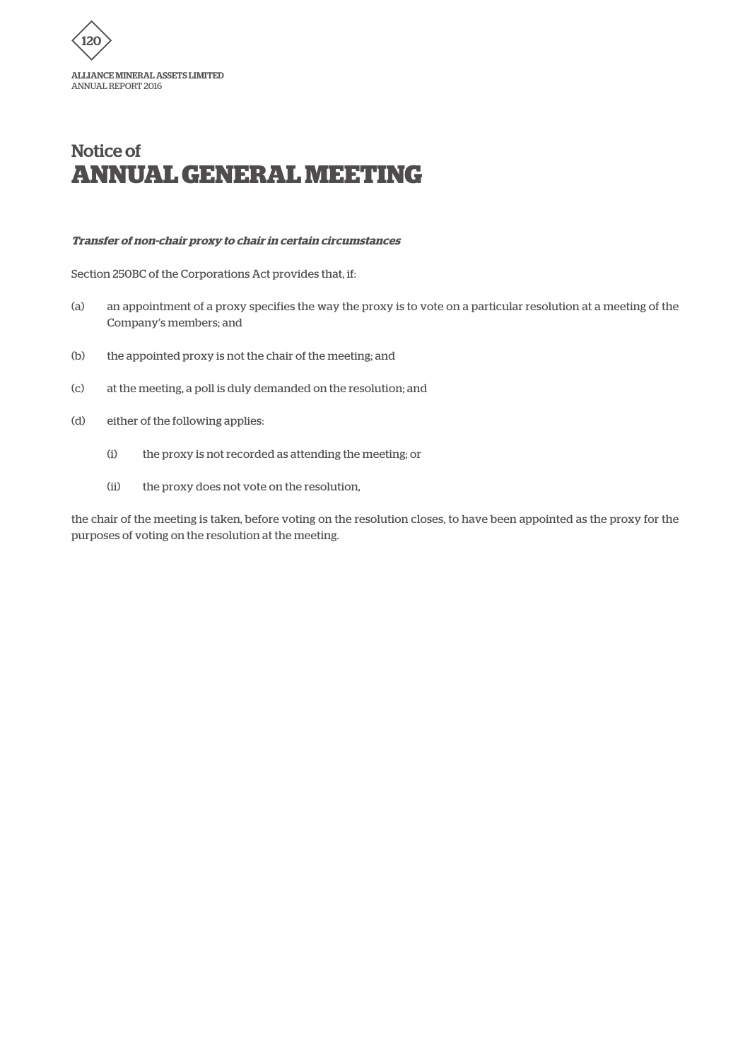# Notice of ANNUAL GENERAL MEETING

***Transfer of non-chair proxy to chair in certain circumstances***

Section 250BC of the Corporations Act provides that, if:

(a) an appointment of a proxy specifies the way the proxy is to vote on a particular resolution at a meeting of the Company's members; and

(b) the appointed proxy is not the chair of the meeting; and

(c) at the meeting, a poll is duly demanded on the resolution; and

(d) either of the following applies:

   (i) the proxy is not recorded as attending the meeting; or

   (ii) the proxy does not vote on the resolution,

the chair of the meeting is taken, before voting on the resolution closes, to have been appointed as the proxy for the purposes of voting on the resolution at the meeting.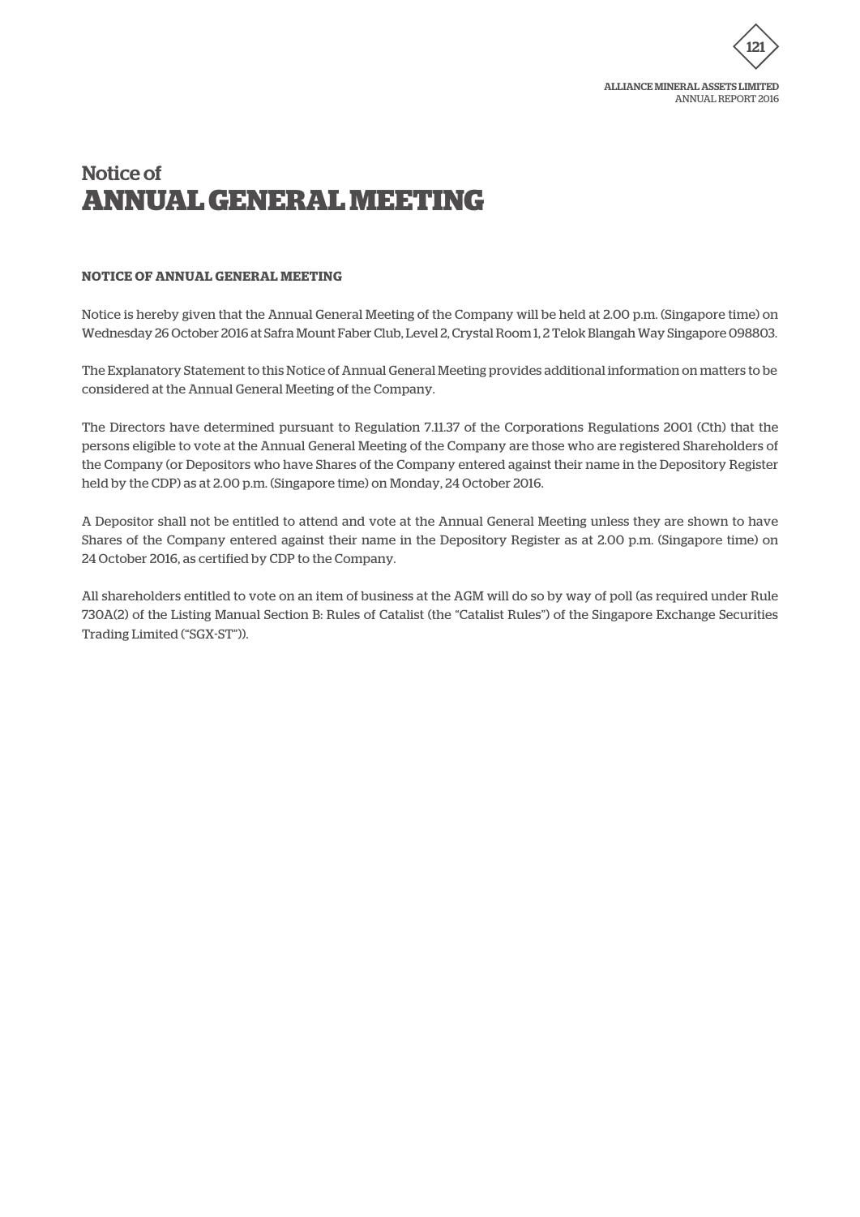# Notice of
# ANNUAL GENERAL MEETING

**NOTICE OF ANNUAL GENERAL MEETING**

Notice is hereby given that the Annual General Meeting of the Company will be held at 2.00 p.m. (Singapore time) on Wednesday 26 October 2016 at Safra Mount Faber Club, Level 2, Crystal Room 1, 2 Telok Blangah Way Singapore 098803.

The Explanatory Statement to this Notice of Annual General Meeting provides additional information on matters to be considered at the Annual General Meeting of the Company.

The Directors have determined pursuant to Regulation 7.11.37 of the Corporations Regulations 2001 (Cth) that the persons eligible to vote at the Annual General Meeting of the Company are those who are registered Shareholders of the Company (or Depositors who have Shares of the Company entered against their name in the Depository Register held by the CDP) as at 2.00 p.m. (Singapore time) on Monday, 24 October 2016.

A Depositor shall not be entitled to attend and vote at the Annual General Meeting unless they are shown to have Shares of the Company entered against their name in the Depository Register as at 2.00 p.m. (Singapore time) on 24 October 2016, as certified by CDP to the Company.

All shareholders entitled to vote on an item of business at the AGM will do so by way of poll (as required under Rule 730A(2) of the Listing Manual Section B: Rules of Catalist (the "Catalist Rules") of the Singapore Exchange Securities Trading Limited ("SGX-ST")).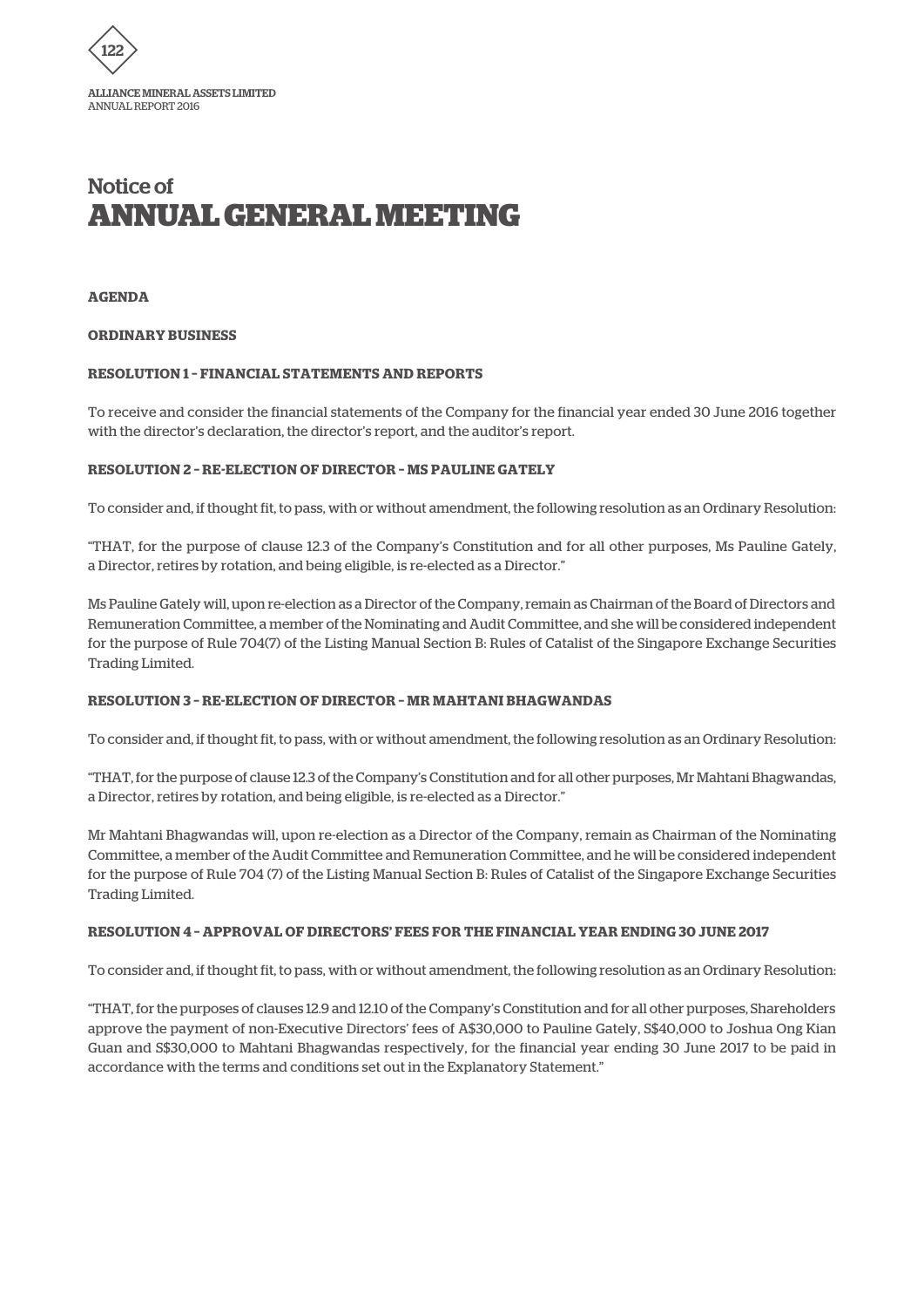# Notice of ANNUAL GENERAL MEETING

**AGENDA**

**ORDINARY BUSINESS**

**RESOLUTION 1 – FINANCIAL STATEMENTS AND REPORTS**

To receive and consider the financial statements of the Company for the financial year ended 30 June 2016 together with the director's declaration, the director's report, and the auditor's report.

**RESOLUTION 2 – RE-ELECTION OF DIRECTOR – MS PAULINE GATELY**

To consider and, if thought fit, to pass, with or without amendment, the following resolution as an Ordinary Resolution:

"THAT, for the purpose of clause 12.3 of the Company's Constitution and for all other purposes, Ms Pauline Gately, a Director, retires by rotation, and being eligible, is re-elected as a Director."

Ms Pauline Gately will, upon re-election as a Director of the Company, remain as Chairman of the Board of Directors and Remuneration Committee, a member of the Nominating and Audit Committee, and she will be considered independent for the purpose of Rule 704(7) of the Listing Manual Section B: Rules of Catalist of the Singapore Exchange Securities Trading Limited.

**RESOLUTION 3 – RE-ELECTION OF DIRECTOR – MR MAHTANI BHAGWANDAS**

To consider and, if thought fit, to pass, with or without amendment, the following resolution as an Ordinary Resolution:

"THAT, for the purpose of clause 12.3 of the Company's Constitution and for all other purposes, Mr Mahtani Bhagwandas, a Director, retires by rotation, and being eligible, is re-elected as a Director."

Mr Mahtani Bhagwandas will, upon re-election as a Director of the Company, remain as Chairman of the Nominating Committee, a member of the Audit Committee and Remuneration Committee, and he will be considered independent for the purpose of Rule 704 (7) of the Listing Manual Section B: Rules of Catalist of the Singapore Exchange Securities Trading Limited.

**RESOLUTION 4 – APPROVAL OF DIRECTORS' FEES FOR THE FINANCIAL YEAR ENDING 30 JUNE 2017**

To consider and, if thought fit, to pass, with or without amendment, the following resolution as an Ordinary Resolution:

"THAT, for the purposes of clauses 12.9 and 12.10 of the Company's Constitution and for all other purposes, Shareholders approve the payment of non-Executive Directors' fees of A$30,000 to Pauline Gately, S$40,000 to Joshua Ong Kian Guan and S$30,000 to Mahtani Bhagwandas respectively, for the financial year ending 30 June 2017 to be paid in accordance with the terms and conditions set out in the Explanatory Statement."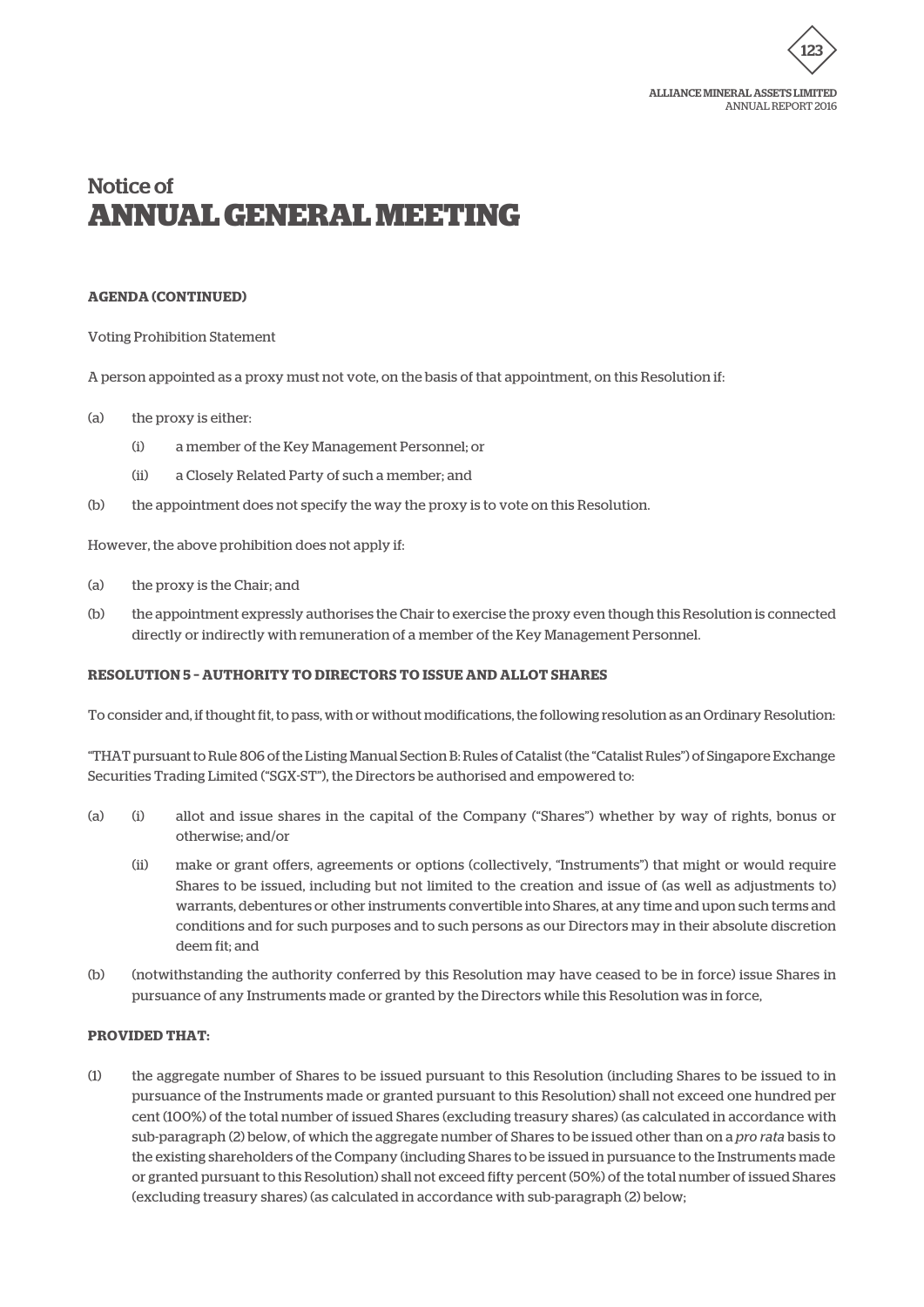# Notice of
# ANNUAL GENERAL MEETING

**AGENDA (CONTINUED)**

Voting Prohibition Statement

A person appointed as a proxy must not vote, on the basis of that appointment, on this Resolution if:

(a) the proxy is either:

  (i) a member of the Key Management Personnel; or

  (ii) a Closely Related Party of such a member; and

(b) the appointment does not specify the way the proxy is to vote on this Resolution.

However, the above prohibition does not apply if:

(a) the proxy is the Chair; and

(b) the appointment expressly authorises the Chair to exercise the proxy even though this Resolution is connected directly or indirectly with remuneration of a member of the Key Management Personnel.

**RESOLUTION 5 – AUTHORITY TO DIRECTORS TO ISSUE AND ALLOT SHARES**

To consider and, if thought fit, to pass, with or without modifications, the following resolution as an Ordinary Resolution:

"THAT pursuant to Rule 806 of the Listing Manual Section B: Rules of Catalist (the "Catalist Rules") of Singapore Exchange Securities Trading Limited ("SGX-ST"), the Directors be authorised and empowered to:

(a) (i) allot and issue shares in the capital of the Company ("Shares") whether by way of rights, bonus or otherwise; and/or

  (ii) make or grant offers, agreements or options (collectively, "Instruments") that might or would require Shares to be issued, including but not limited to the creation and issue of (as well as adjustments to) warrants, debentures or other instruments convertible into Shares, at any time and upon such terms and conditions and for such purposes and to such persons as our Directors may in their absolute discretion deem fit; and

(b) (notwithstanding the authority conferred by this Resolution may have ceased to be in force) issue Shares in pursuance of any Instruments made or granted by the Directors while this Resolution was in force,

**PROVIDED THAT:**

(1) the aggregate number of Shares to be issued pursuant to this Resolution (including Shares to be issued to in pursuance of the Instruments made or granted pursuant to this Resolution) shall not exceed one hundred per cent (100%) of the total number of issued Shares (excluding treasury shares) (as calculated in accordance with sub-paragraph (2) below, of which the aggregate number of Shares to be issued other than on a *pro rata* basis to the existing shareholders of the Company (including Shares to be issued in pursuance to the Instruments made or granted pursuant to this Resolution) shall not exceed fifty percent (50%) of the total number of issued Shares (excluding treasury shares) (as calculated in accordance with sub-paragraph (2) below;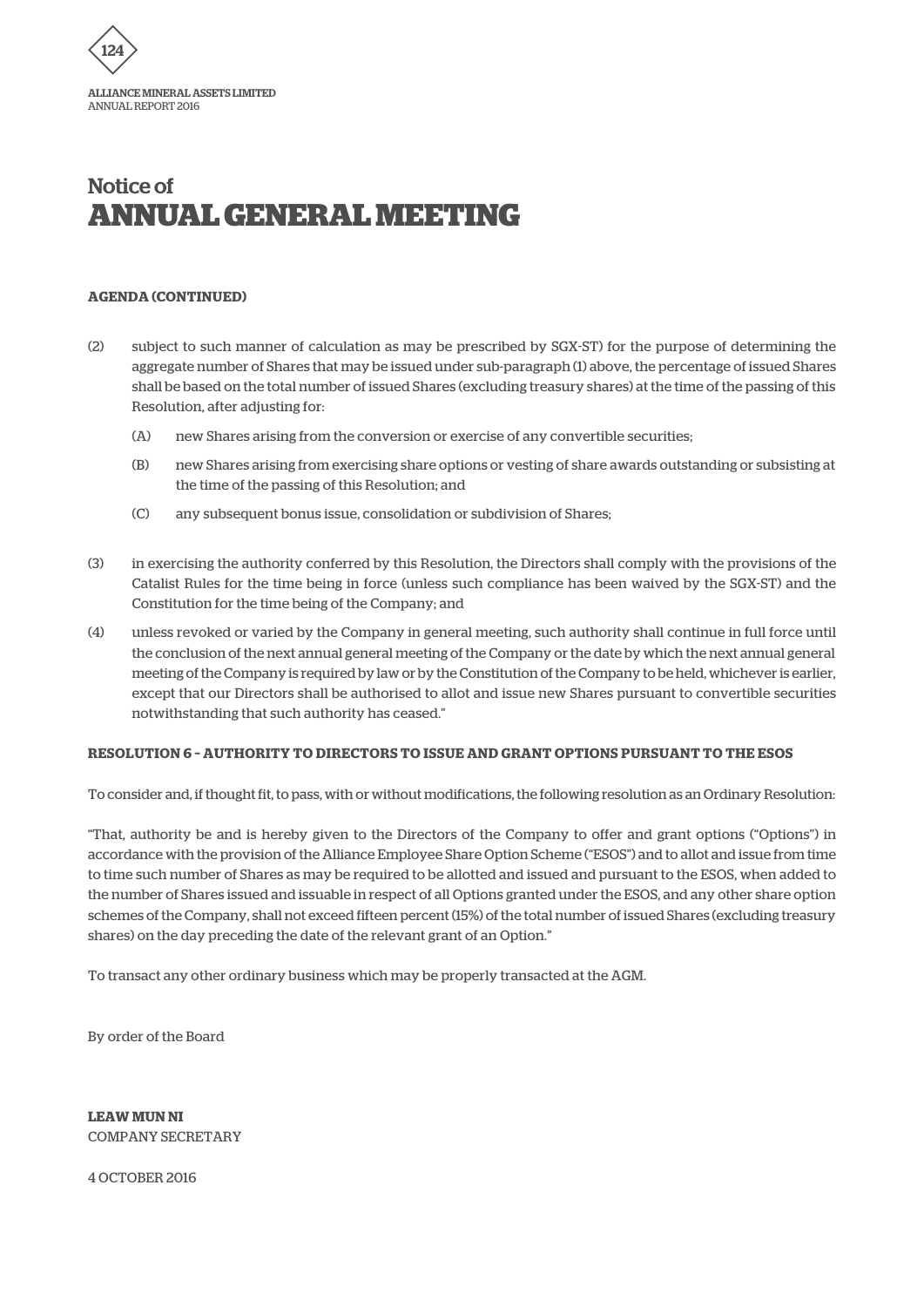# Notice of
# ANNUAL GENERAL MEETING

**AGENDA (CONTINUED)**

(2) subject to such manner of calculation as may be prescribed by SGX-ST) for the purpose of determining the aggregate number of Shares that may be issued under sub-paragraph (1) above, the percentage of issued Shares shall be based on the total number of issued Shares (excluding treasury shares) at the time of the passing of this Resolution, after adjusting for:

  (A) new Shares arising from the conversion or exercise of any convertible securities;

  (B) new Shares arising from exercising share options or vesting of share awards outstanding or subsisting at the time of the passing of this Resolution; and

  (C) any subsequent bonus issue, consolidation or subdivision of Shares;

(3) in exercising the authority conferred by this Resolution, the Directors shall comply with the provisions of the Catalist Rules for the time being in force (unless such compliance has been waived by the SGX-ST) and the Constitution for the time being of the Company; and

(4) unless revoked or varied by the Company in general meeting, such authority shall continue in full force until the conclusion of the next annual general meeting of the Company or the date by which the next annual general meeting of the Company is required by law or by the Constitution of the Company to be held, whichever is earlier, except that our Directors shall be authorised to allot and issue new Shares pursuant to convertible securities notwithstanding that such authority has ceased."

**RESOLUTION 6 – AUTHORITY TO DIRECTORS TO ISSUE AND GRANT OPTIONS PURSUANT TO THE ESOS**

To consider and, if thought fit, to pass, with or without modifications, the following resolution as an Ordinary Resolution:

"That, authority be and is hereby given to the Directors of the Company to offer and grant options ("Options") in accordance with the provision of the Alliance Employee Share Option Scheme ("ESOS") and to allot and issue from time to time such number of Shares as may be required to be allotted and issued and pursuant to the ESOS, when added to the number of Shares issued and issuable in respect of all Options granted under the ESOS, and any other share option schemes of the Company, shall not exceed fifteen percent (15%) of the total number of issued Shares (excluding treasury shares) on the day preceding the date of the relevant grant of an Option."

To transact any other ordinary business which may be properly transacted at the AGM.

By order of the Board

**LEAW MUN NI**
COMPANY SECRETARY

4 OCTOBER 2016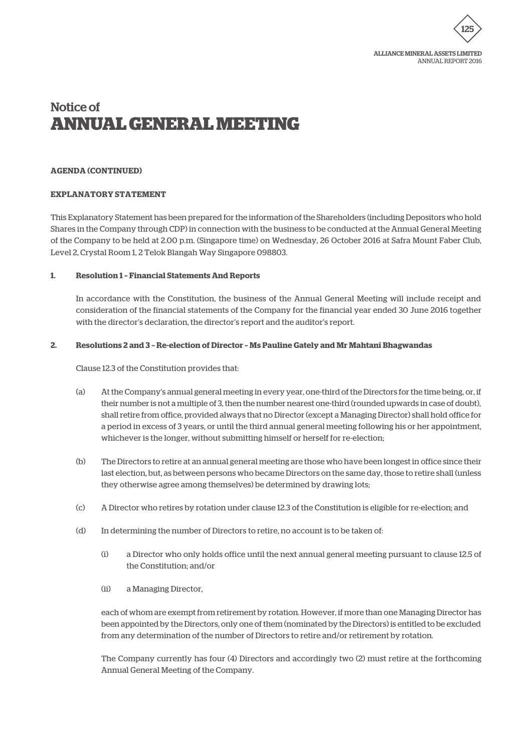# Notice of
# ANNUAL GENERAL MEETING

**AGENDA (CONTINUED)**

**EXPLANATORY STATEMENT**

This Explanatory Statement has been prepared for the information of the Shareholders (including Depositors who hold Shares in the Company through CDP) in connection with the business to be conducted at the Annual General Meeting of the Company to be held at 2.00 p.m. (Singapore time) on Wednesday, 26 October 2016 at Safra Mount Faber Club, Level 2, Crystal Room 1, 2 Telok Blangah Way Singapore 098803.

**1. Resolution 1 – Financial Statements And Reports**

In accordance with the Constitution, the business of the Annual General Meeting will include receipt and consideration of the financial statements of the Company for the financial year ended 30 June 2016 together with the director's declaration, the director's report and the auditor's report.

**2. Resolutions 2 and 3 – Re-election of Director – Ms Pauline Gately and Mr Mahtani Bhagwandas**

Clause 12.3 of the Constitution provides that:

(a) At the Company's annual general meeting in every year, one-third of the Directors for the time being, or, if their number is not a multiple of 3, then the number nearest one-third (rounded upwards in case of doubt), shall retire from office, provided always that no Director (except a Managing Director) shall hold office for a period in excess of 3 years, or until the third annual general meeting following his or her appointment, whichever is the longer, without submitting himself or herself for re-election;

(b) The Directors to retire at an annual general meeting are those who have been longest in office since their last election, but, as between persons who became Directors on the same day, those to retire shall (unless they otherwise agree among themselves) be determined by drawing lots;

(c) A Director who retires by rotation under clause 12.3 of the Constitution is eligible for re-election; and

(d) In determining the number of Directors to retire, no account is to be taken of:

(i) a Director who only holds office until the next annual general meeting pursuant to clause 12.5 of the Constitution; and/or

(ii) a Managing Director,

each of whom are exempt from retirement by rotation. However, if more than one Managing Director has been appointed by the Directors, only one of them (nominated by the Directors) is entitled to be excluded from any determination of the number of Directors to retire and/or retirement by rotation.

The Company currently has four (4) Directors and accordingly two (2) must retire at the forthcoming Annual General Meeting of the Company.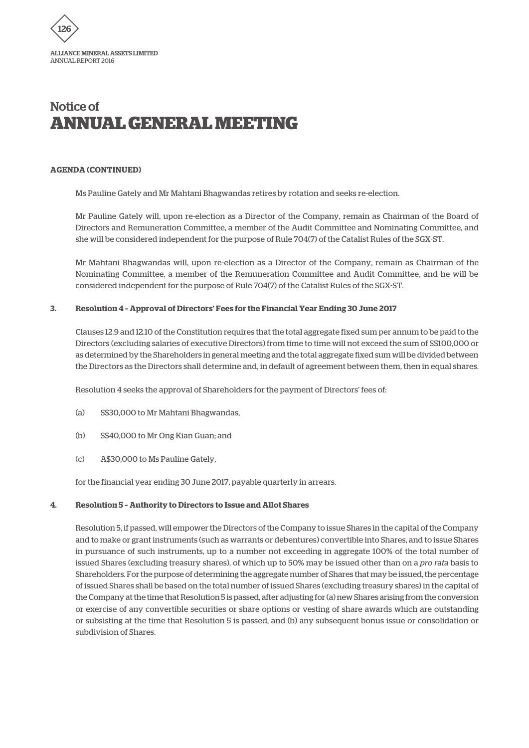# Notice of
# ANNUAL GENERAL MEETING

**AGENDA (CONTINUED)**

Ms Pauline Gately and Mr Mahtani Bhagwandas retires by rotation and seeks re-election.

Mr Pauline Gately will, upon re-election as a Director of the Company, remain as Chairman of the Board of Directors and Remuneration Committee, a member of the Audit Committee and Nominating Committee, and she will be considered independent for the purpose of Rule 704(7) of the Catalist Rules of the SGX-ST.

Mr Mahtani Bhagwandas will, upon re-election as a Director of the Company, remain as Chairman of the Nominating Committee, a member of the Remuneration Committee and Audit Committee, and he will be considered independent for the purpose of Rule 704(7) of the Catalist Rules of the SGX-ST.

**3. Resolution 4 – Approval of Directors' Fees for the Financial Year Ending 30 June 2017**

Clauses 12.9 and 12.10 of the Constitution requires that the total aggregate fixed sum per annum to be paid to the Directors (excluding salaries of executive Directors) from time to time will not exceed the sum of S$100,000 or as determined by the Shareholders in general meeting and the total aggregate fixed sum will be divided between the Directors as the Directors shall determine and, in default of agreement between them, then in equal shares.

Resolution 4 seeks the approval of Shareholders for the payment of Directors' fees of:

(a) S$30,000 to Mr Mahtani Bhagwandas,

(b) S$40,000 to Mr Ong Kian Guan; and

(c) A$30,000 to Ms Pauline Gately,

for the financial year ending 30 June 2017, payable quarterly in arrears.

**4. Resolution 5 – Authority to Directors to Issue and Allot Shares**

Resolution 5, if passed, will empower the Directors of the Company to issue Shares in the capital of the Company and to make or grant instruments (such as warrants or debentures) convertible into Shares, and to issue Shares in pursuance of such instruments, up to a number not exceeding in aggregate 100% of the total number of issued Shares (excluding treasury shares), of which up to 50% may be issued other than on a *pro rata* basis to Shareholders. For the purpose of determining the aggregate number of Shares that may be issued, the percentage of issued Shares shall be based on the total number of issued Shares (excluding treasury shares) in the capital of the Company at the time that Resolution 5 is passed, after adjusting for (a) new Shares arising from the conversion or exercise of any convertible securities or share options or vesting of share awards which are outstanding or subsisting at the time that Resolution 5 is passed, and (b) any subsequent bonus issue or consolidation or subdivision of Shares.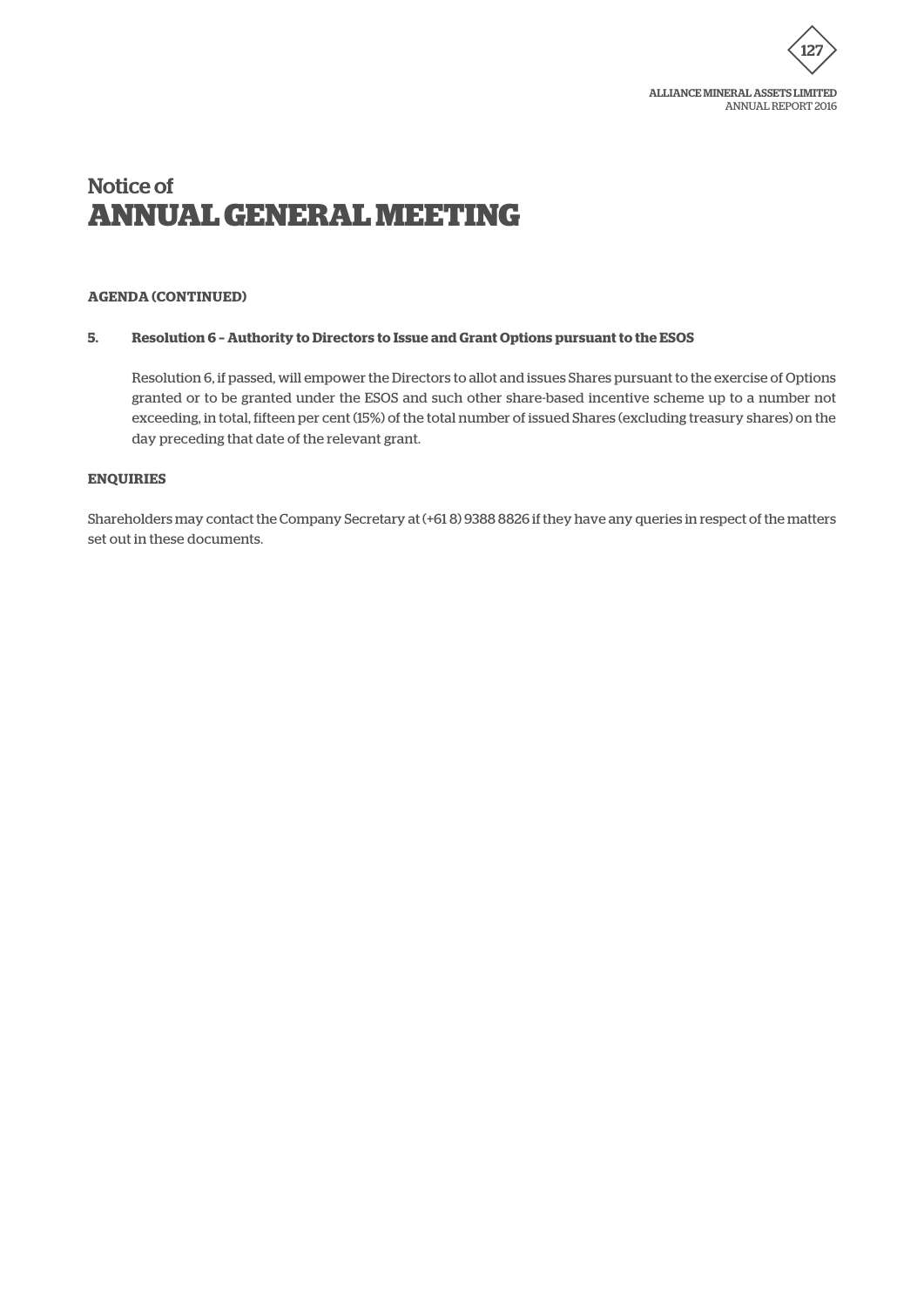# Notice of ANNUAL GENERAL MEETING

**AGENDA (CONTINUED)**

**5. Resolution 6 – Authority to Directors to Issue and Grant Options pursuant to the ESOS**

Resolution 6, if passed, will empower the Directors to allot and issues Shares pursuant to the exercise of Options granted or to be granted under the ESOS and such other share-based incentive scheme up to a number not exceeding, in total, fifteen per cent (15%) of the total number of issued Shares (excluding treasury shares) on the day preceding that date of the relevant grant.

**ENQUIRIES**

Shareholders may contact the Company Secretary at (+61 8) 9388 8826 if they have any queries in respect of the matters set out in these documents.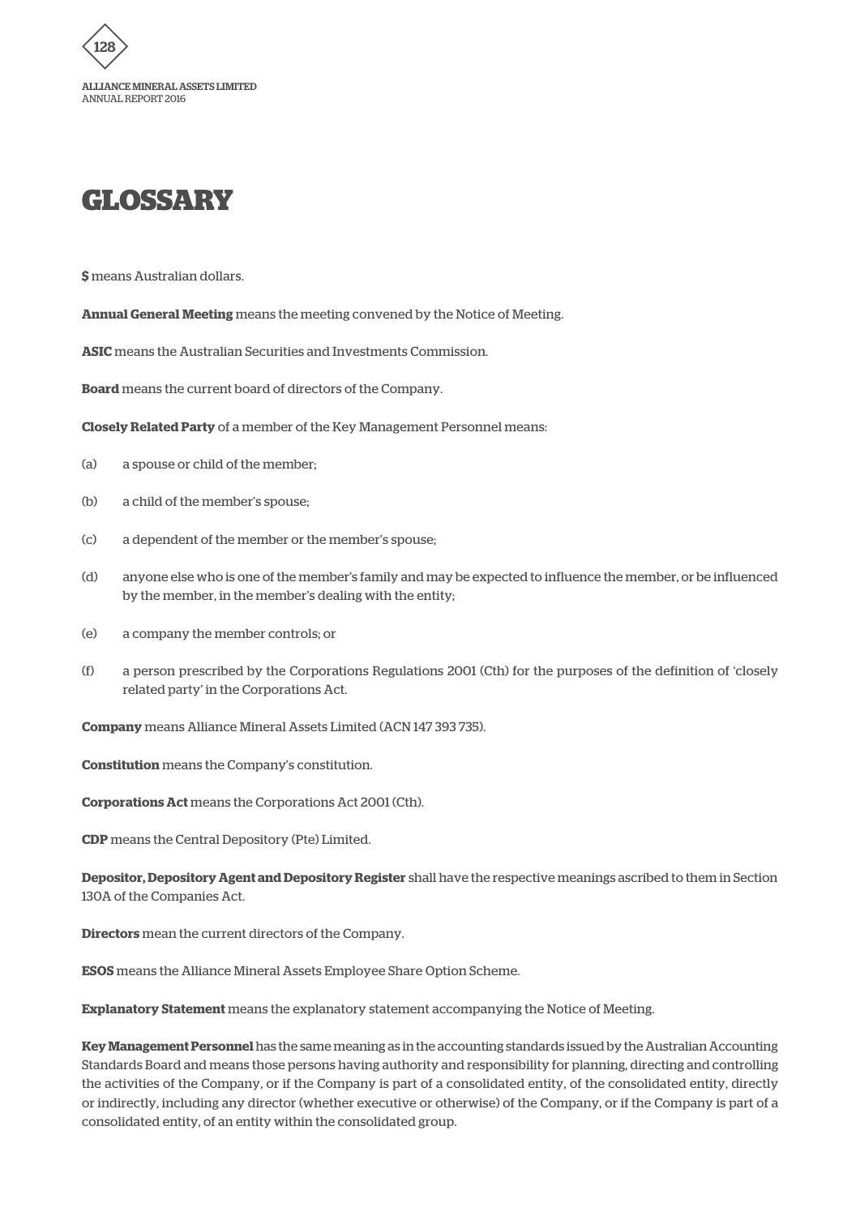# GLOSSARY

**$** means Australian dollars.

**Annual General Meeting** means the meeting convened by the Notice of Meeting.

**ASIC** means the Australian Securities and Investments Commission.

**Board** means the current board of directors of the Company.

**Closely Related Party** of a member of the Key Management Personnel means:

(a) a spouse or child of the member;

(b) a child of the member's spouse;

(c) a dependent of the member or the member's spouse;

(d) anyone else who is one of the member's family and may be expected to influence the member, or be influenced by the member, in the member's dealing with the entity;

(e) a company the member controls; or

(f) a person prescribed by the Corporations Regulations 2001 (Cth) for the purposes of the definition of 'closely related party' in the Corporations Act.

**Company** means Alliance Mineral Assets Limited (ACN 147 393 735).

**Constitution** means the Company's constitution.

**Corporations Act** means the Corporations Act 2001 (Cth).

**CDP** means the Central Depository (Pte) Limited.

**Depositor, Depository Agent and Depository Register** shall have the respective meanings ascribed to them in Section 130A of the Companies Act.

**Directors** mean the current directors of the Company.

**ESOS** means the Alliance Mineral Assets Employee Share Option Scheme.

**Explanatory Statement** means the explanatory statement accompanying the Notice of Meeting.

**Key Management Personnel** has the same meaning as in the accounting standards issued by the Australian Accounting Standards Board and means those persons having authority and responsibility for planning, directing and controlling the activities of the Company, or if the Company is part of a consolidated entity, of the consolidated entity, directly or indirectly, including any director (whether executive or otherwise) of the Company, or if the Company is part of a consolidated entity, of an entity within the consolidated group.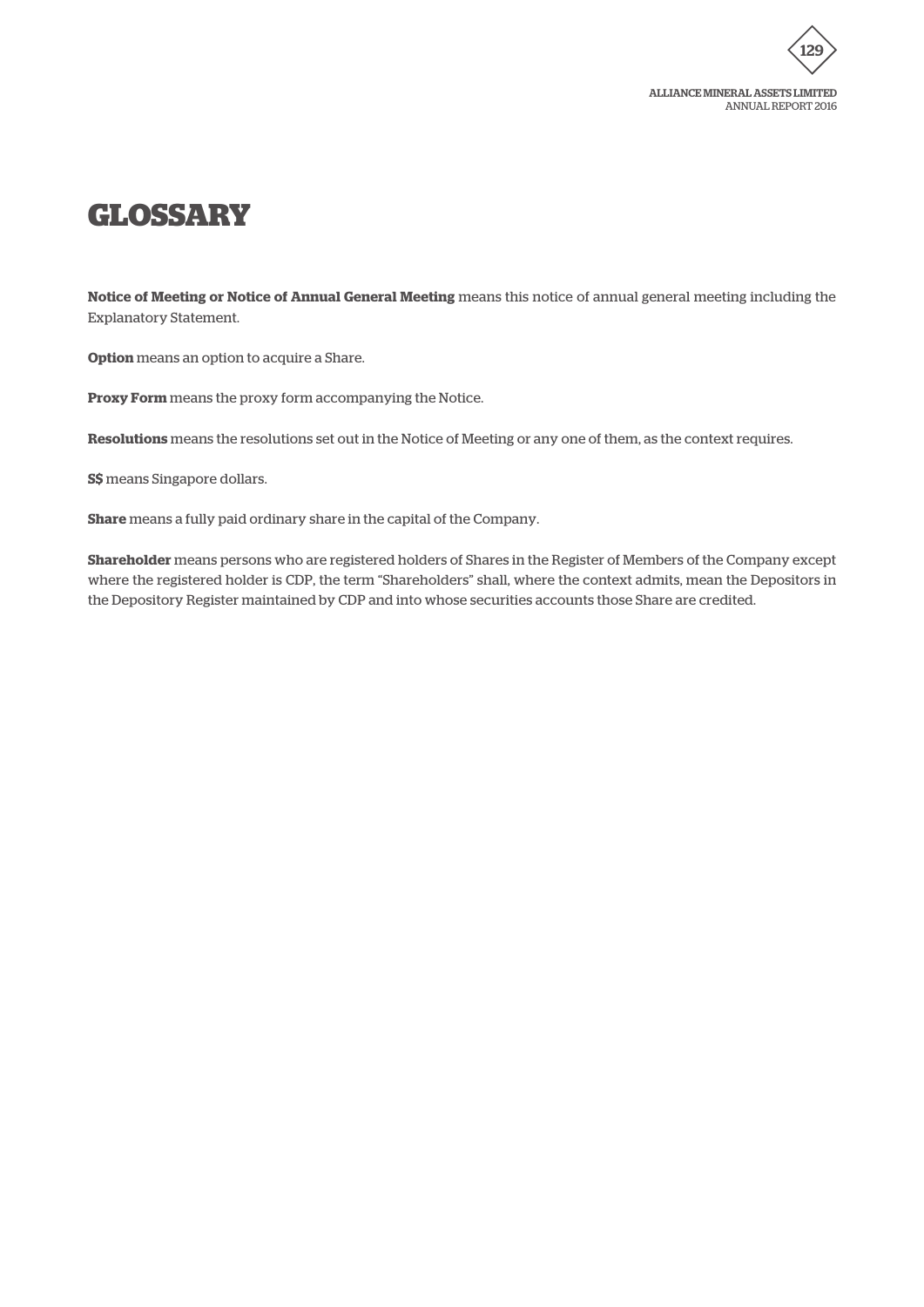# GLOSSARY

**Notice of Meeting or Notice of Annual General Meeting** means this notice of annual general meeting including the Explanatory Statement.

**Option** means an option to acquire a Share.

**Proxy Form** means the proxy form accompanying the Notice.

**Resolutions** means the resolutions set out in the Notice of Meeting or any one of them, as the context requires.

**S$** means Singapore dollars.

**Share** means a fully paid ordinary share in the capital of the Company.

**Shareholder** means persons who are registered holders of Shares in the Register of Members of the Company except where the registered holder is CDP, the term "Shareholders" shall, where the context admits, mean the Depositors in the Depository Register maintained by CDP and into whose securities accounts those Share are credited.